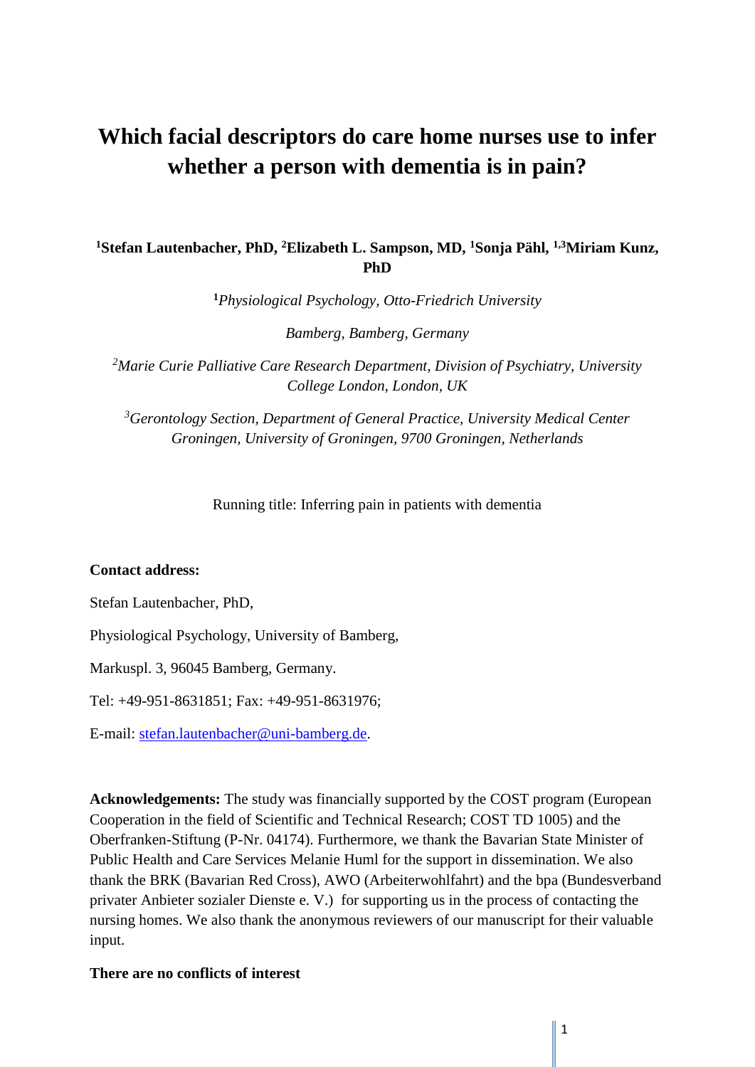# Which facial descriptors do care home nurses use to infer whether a person with dementia is in pain?

**[1]Stefan Lautenbacher, PhD, [2]Elizabeth L. Sampson, MD, [1]Sonja Pähl, [1,3]Miriam Kunz, PhD**

[1]*Physiological Psychology, Otto-Friedrich University*

*Bamberg, Bamberg, Germany*

[2]*Marie Curie Palliative Care Research Department, Division of Psychiatry, University College London, London, UK*

[3]*Gerontology Section, Department of General Practice, University Medical Center Groningen, University of Groningen, 9700 Groningen, Netherlands*

Running title: Inferring pain in patients with dementia

**Contact address:**

Stefan Lautenbacher, PhD,

Physiological Psychology, University of Bamberg,

Markuspl. 3, 96045 Bamberg, Germany.

Tel: +49-951-8631851; Fax: +49-951-8631976;

E-mail: stefan.lautenbacher@uni-bamberg.de.

**Acknowledgements:** The study was financially supported by the COST program (European Cooperation in the field of Scientific and Technical Research; COST TD 1005) and the Oberfranken-Stiftung (P-Nr. 04174). Furthermore, we thank the Bavarian State Minister of Public Health and Care Services Melanie Huml for the support in dissemination. We also thank the BRK (Bavarian Red Cross), AWO (Arbeiterwohlfahrt) and the bpa (Bundesverband privater Anbieter sozialer Dienste e. V.) for supporting us in the process of contacting the nursing homes. We also thank the anonymous reviewers of our manuscript for their valuable input.

**There are no conflicts of interest**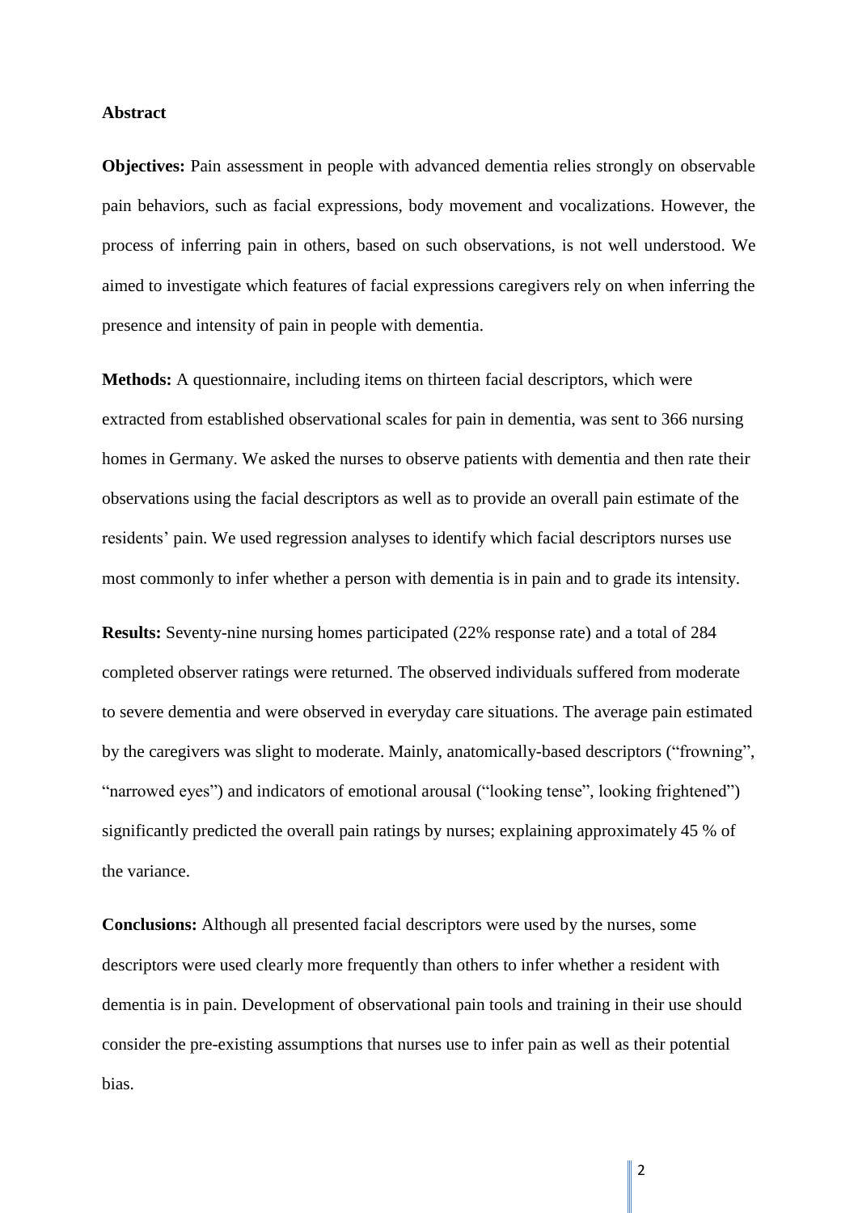## Abstract

**Objectives:** Pain assessment in people with advanced dementia relies strongly on observable pain behaviors, such as facial expressions, body movement and vocalizations. However, the process of inferring pain in others, based on such observations, is not well understood. We aimed to investigate which features of facial expressions caregivers rely on when inferring the presence and intensity of pain in people with dementia.

**Methods:** A questionnaire, including items on thirteen facial descriptors, which were extracted from established observational scales for pain in dementia, was sent to 366 nursing homes in Germany. We asked the nurses to observe patients with dementia and then rate their observations using the facial descriptors as well as to provide an overall pain estimate of the residents' pain. We used regression analyses to identify which facial descriptors nurses use most commonly to infer whether a person with dementia is in pain and to grade its intensity.

**Results:** Seventy-nine nursing homes participated (22% response rate) and a total of 284 completed observer ratings were returned. The observed individuals suffered from moderate to severe dementia and were observed in everyday care situations. The average pain estimated by the caregivers was slight to moderate. Mainly, anatomically-based descriptors ("frowning", "narrowed eyes") and indicators of emotional arousal ("looking tense", looking frightened") significantly predicted the overall pain ratings by nurses; explaining approximately 45 % of the variance.

**Conclusions:** Although all presented facial descriptors were used by the nurses, some descriptors were used clearly more frequently than others to infer whether a resident with dementia is in pain. Development of observational pain tools and training in their use should consider the pre-existing assumptions that nurses use to infer pain as well as their potential bias.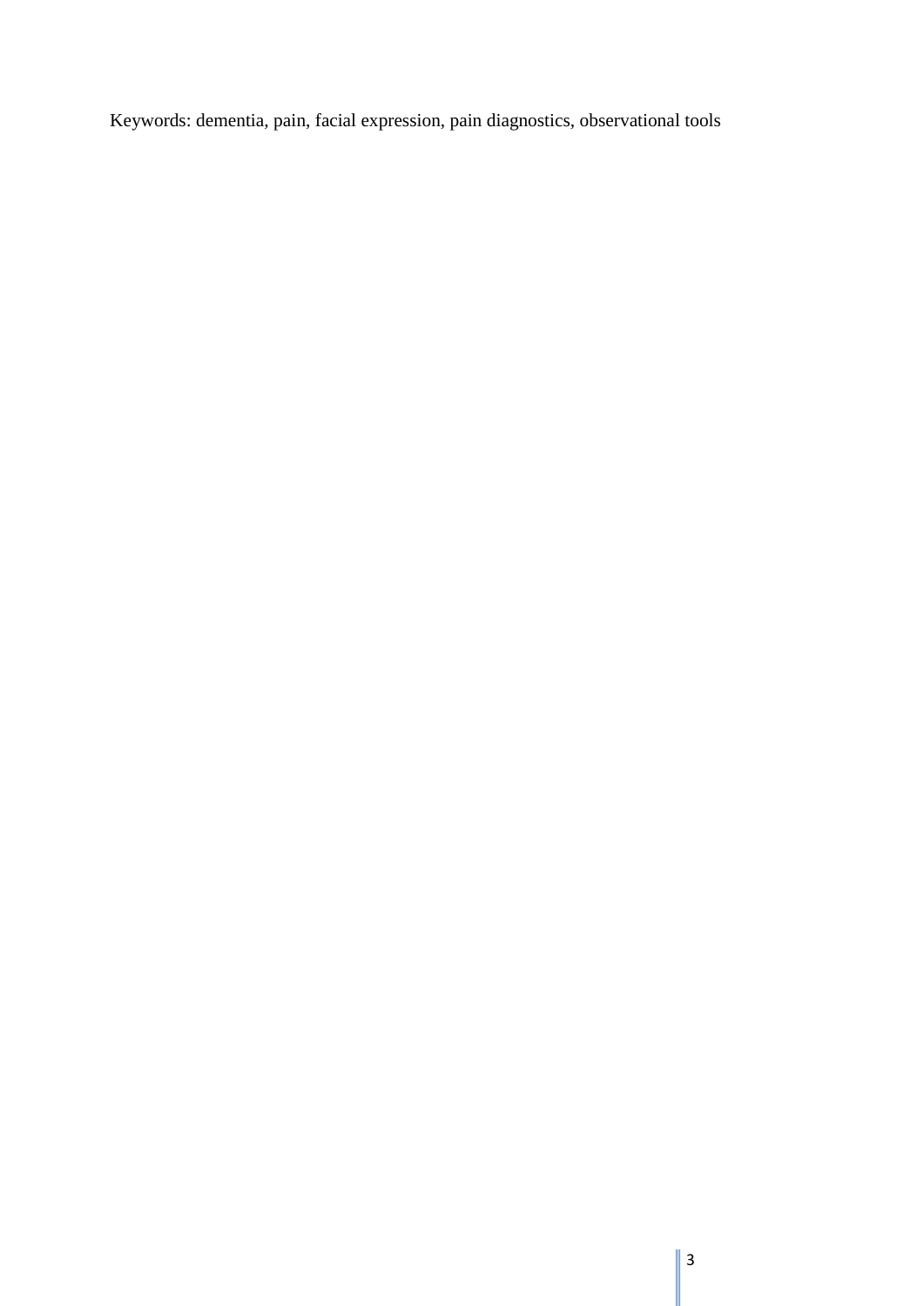Keywords: dementia, pain, facial expression, pain diagnostics, observational tools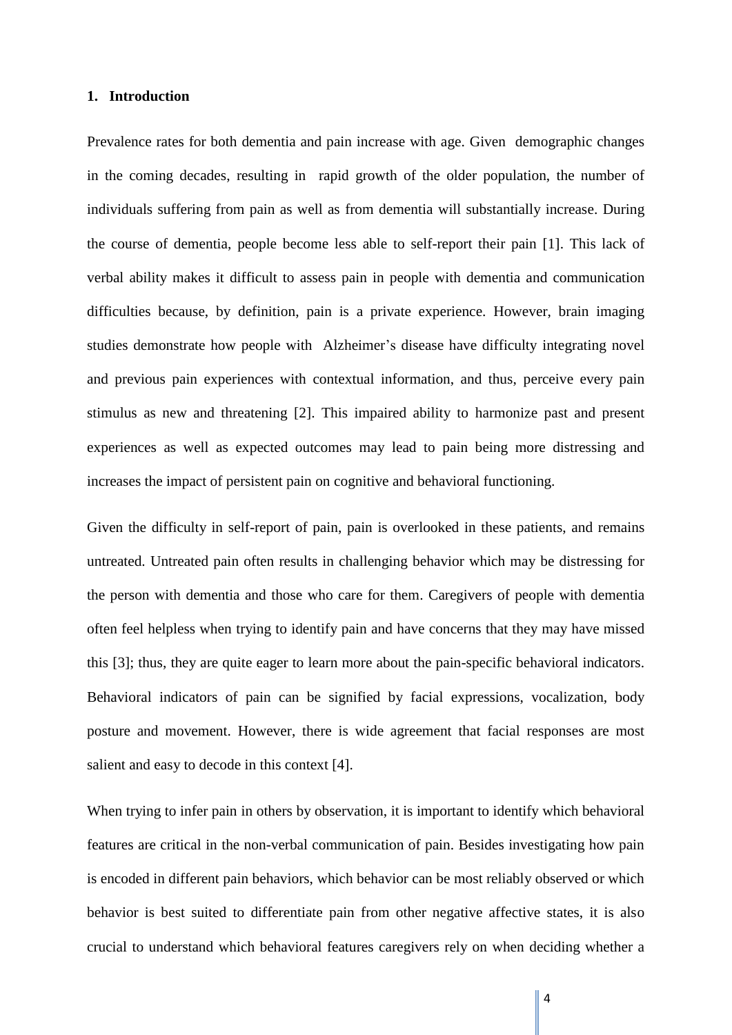## 1. Introduction

Prevalence rates for both dementia and pain increase with age. Given demographic changes in the coming decades, resulting in rapid growth of the older population, the number of individuals suffering from pain as well as from dementia will substantially increase. During the course of dementia, people become less able to self-report their pain [1]. This lack of verbal ability makes it difficult to assess pain in people with dementia and communication difficulties because, by definition, pain is a private experience. However, brain imaging studies demonstrate how people with Alzheimer's disease have difficulty integrating novel and previous pain experiences with contextual information, and thus, perceive every pain stimulus as new and threatening [2]. This impaired ability to harmonize past and present experiences as well as expected outcomes may lead to pain being more distressing and increases the impact of persistent pain on cognitive and behavioral functioning.

Given the difficulty in self-report of pain, pain is overlooked in these patients, and remains untreated. Untreated pain often results in challenging behavior which may be distressing for the person with dementia and those who care for them. Caregivers of people with dementia often feel helpless when trying to identify pain and have concerns that they may have missed this [3]; thus, they are quite eager to learn more about the pain-specific behavioral indicators. Behavioral indicators of pain can be signified by facial expressions, vocalization, body posture and movement. However, there is wide agreement that facial responses are most salient and easy to decode in this context [4].

When trying to infer pain in others by observation, it is important to identify which behavioral features are critical in the non-verbal communication of pain. Besides investigating how pain is encoded in different pain behaviors, which behavior can be most reliably observed or which behavior is best suited to differentiate pain from other negative affective states, it is also crucial to understand which behavioral features caregivers rely on when deciding whether a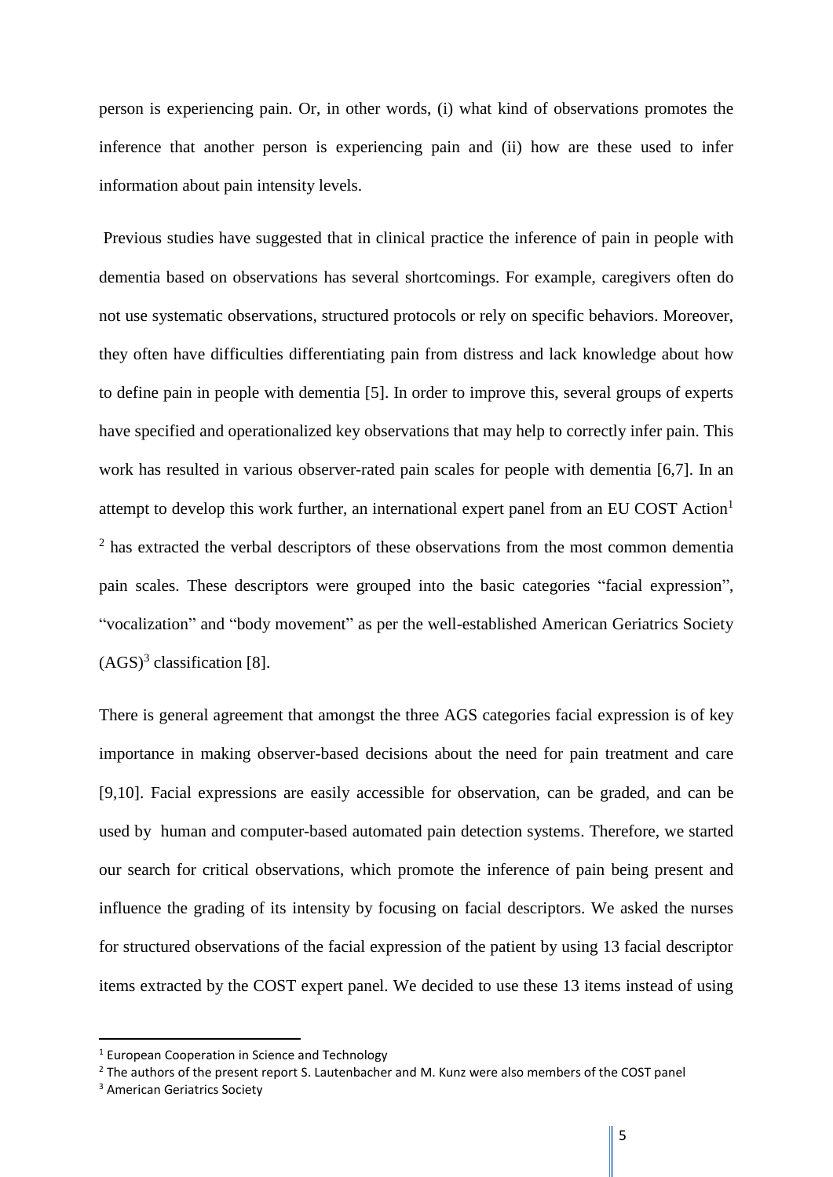person is experiencing pain. Or, in other words, (i) what kind of observations promotes the inference that another person is experiencing pain and (ii) how are these used to infer information about pain intensity levels.

Previous studies have suggested that in clinical practice the inference of pain in people with dementia based on observations has several shortcomings. For example, caregivers often do not use systematic observations, structured protocols or rely on specific behaviors. Moreover, they often have difficulties differentiating pain from distress and lack knowledge about how to define pain in people with dementia [5]. In order to improve this, several groups of experts have specified and operationalized key observations that may help to correctly infer pain. This work has resulted in various observer-rated pain scales for people with dementia [6,7]. In an attempt to develop this work further, an international expert panel from an EU COST Action[1] [2] has extracted the verbal descriptors of these observations from the most common dementia pain scales. These descriptors were grouped into the basic categories "facial expression", "vocalization" and "body movement" as per the well-established American Geriatrics Society (AGS)[3] classification [8].

There is general agreement that amongst the three AGS categories facial expression is of key importance in making observer-based decisions about the need for pain treatment and care [9,10]. Facial expressions are easily accessible for observation, can be graded, and can be used by human and computer-based automated pain detection systems. Therefore, we started our search for critical observations, which promote the inference of pain being present and influence the grading of its intensity by focusing on facial descriptors. We asked the nurses for structured observations of the facial expression of the patient by using 13 facial descriptor items extracted by the COST expert panel. We decided to use these 13 items instead of using

[1] European Cooperation in Science and Technology

[2] The authors of the present report S. Lautenbacher and M. Kunz were also members of the COST panel

[3] American Geriatrics Society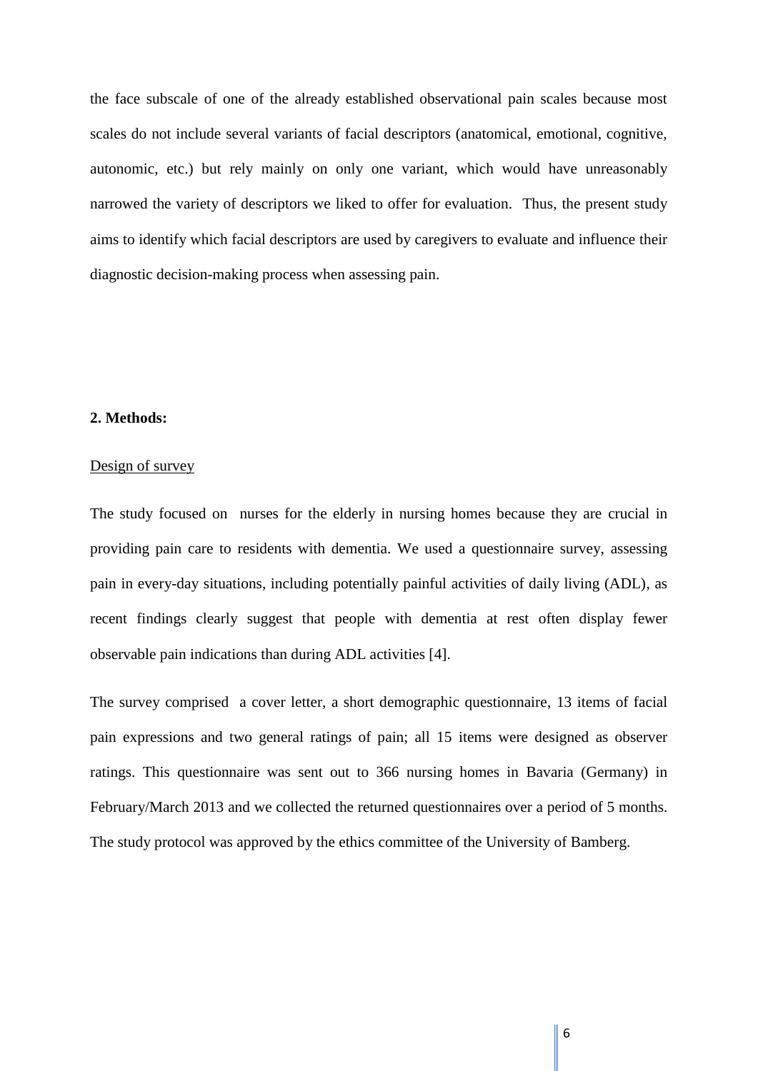the face subscale of one of the already established observational pain scales because most scales do not include several variants of facial descriptors (anatomical, emotional, cognitive, autonomic, etc.) but rely mainly on only one variant, which would have unreasonably narrowed the variety of descriptors we liked to offer for evaluation. Thus, the present study aims to identify which facial descriptors are used by caregivers to evaluate and influence their diagnostic decision-making process when assessing pain.

**2. Methods:**

Design of survey

The study focused on nurses for the elderly in nursing homes because they are crucial in providing pain care to residents with dementia. We used a questionnaire survey, assessing pain in every-day situations, including potentially painful activities of daily living (ADL), as recent findings clearly suggest that people with dementia at rest often display fewer observable pain indications than during ADL activities [4].

The survey comprised a cover letter, a short demographic questionnaire, 13 items of facial pain expressions and two general ratings of pain; all 15 items were designed as observer ratings. This questionnaire was sent out to 366 nursing homes in Bavaria (Germany) in February/March 2013 and we collected the returned questionnaires over a period of 5 months. The study protocol was approved by the ethics committee of the University of Bamberg.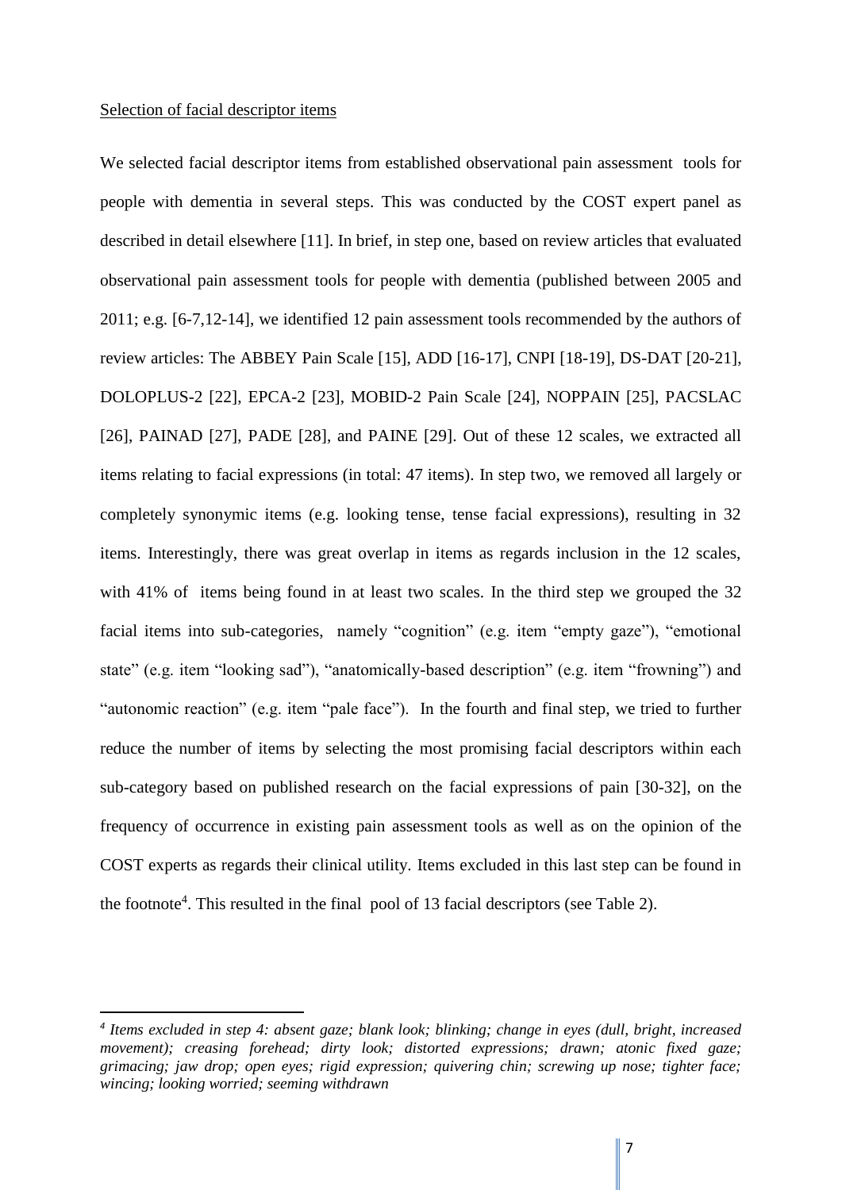Selection of facial descriptor items

We selected facial descriptor items from established observational pain assessment tools for people with dementia in several steps. This was conducted by the COST expert panel as described in detail elsewhere [11]. In brief, in step one, based on review articles that evaluated observational pain assessment tools for people with dementia (published between 2005 and 2011; e.g. [6-7,12-14], we identified 12 pain assessment tools recommended by the authors of review articles: The ABBEY Pain Scale [15], ADD [16-17], CNPI [18-19], DS-DAT [20-21], DOLOPLUS-2 [22], EPCA-2 [23], MOBID-2 Pain Scale [24], NOPPAIN [25], PACSLAC [26], PAINAD [27], PADE [28], and PAINE [29]. Out of these 12 scales, we extracted all items relating to facial expressions (in total: 47 items). In step two, we removed all largely or completely synonymic items (e.g. looking tense, tense facial expressions), resulting in 32 items. Interestingly, there was great overlap in items as regards inclusion in the 12 scales, with 41% of items being found in at least two scales. In the third step we grouped the 32 facial items into sub-categories, namely "cognition" (e.g. item "empty gaze"), "emotional state" (e.g. item "looking sad"), "anatomically-based description" (e.g. item "frowning") and "autonomic reaction" (e.g. item "pale face"). In the fourth and final step, we tried to further reduce the number of items by selecting the most promising facial descriptors within each sub-category based on published research on the facial expressions of pain [30-32], on the frequency of occurrence in existing pain assessment tools as well as on the opinion of the COST experts as regards their clinical utility. Items excluded in this last step can be found in the footnote[4]. This resulted in the final pool of 13 facial descriptors (see Table 2).

---

[4] *Items excluded in step 4: absent gaze; blank look; blinking; change in eyes (dull, bright, increased movement); creasing forehead; dirty look; distorted expressions; drawn; atonic fixed gaze; grimacing; jaw drop; open eyes; rigid expression; quivering chin; screwing up nose; tighter face; wincing; looking worried; seeming withdrawn*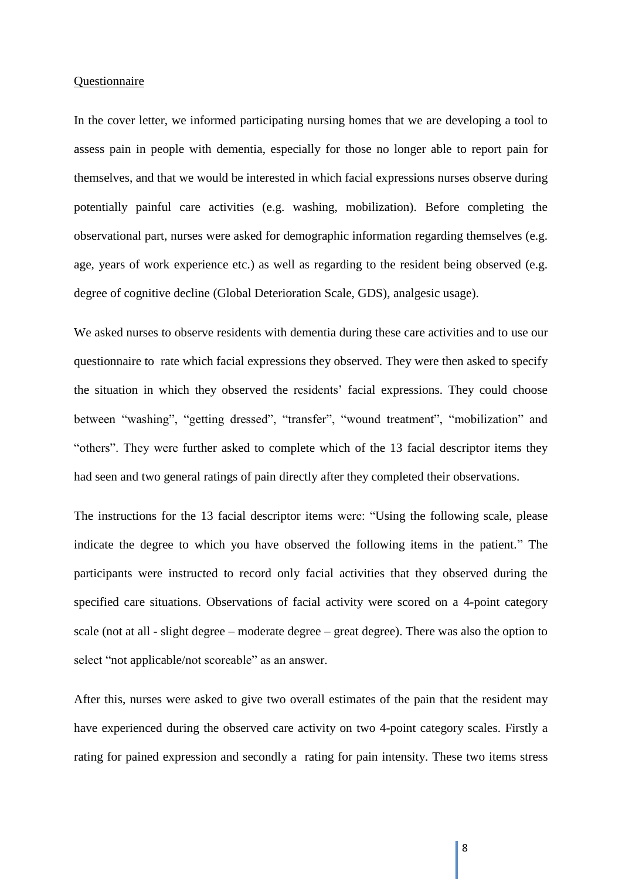Questionnaire

In the cover letter, we informed participating nursing homes that we are developing a tool to assess pain in people with dementia, especially for those no longer able to report pain for themselves, and that we would be interested in which facial expressions nurses observe during potentially painful care activities (e.g. washing, mobilization). Before completing the observational part, nurses were asked for demographic information regarding themselves (e.g. age, years of work experience etc.) as well as regarding to the resident being observed (e.g. degree of cognitive decline (Global Deterioration Scale, GDS), analgesic usage).

We asked nurses to observe residents with dementia during these care activities and to use our questionnaire to rate which facial expressions they observed. They were then asked to specify the situation in which they observed the residents' facial expressions. They could choose between "washing", "getting dressed", "transfer", "wound treatment", "mobilization" and "others". They were further asked to complete which of the 13 facial descriptor items they had seen and two general ratings of pain directly after they completed their observations.

The instructions for the 13 facial descriptor items were: "Using the following scale, please indicate the degree to which you have observed the following items in the patient." The participants were instructed to record only facial activities that they observed during the specified care situations. Observations of facial activity were scored on a 4-point category scale (not at all - slight degree – moderate degree – great degree). There was also the option to select "not applicable/not scoreable" as an answer.

After this, nurses were asked to give two overall estimates of the pain that the resident may have experienced during the observed care activity on two 4-point category scales. Firstly a rating for pained expression and secondly a rating for pain intensity. These two items stress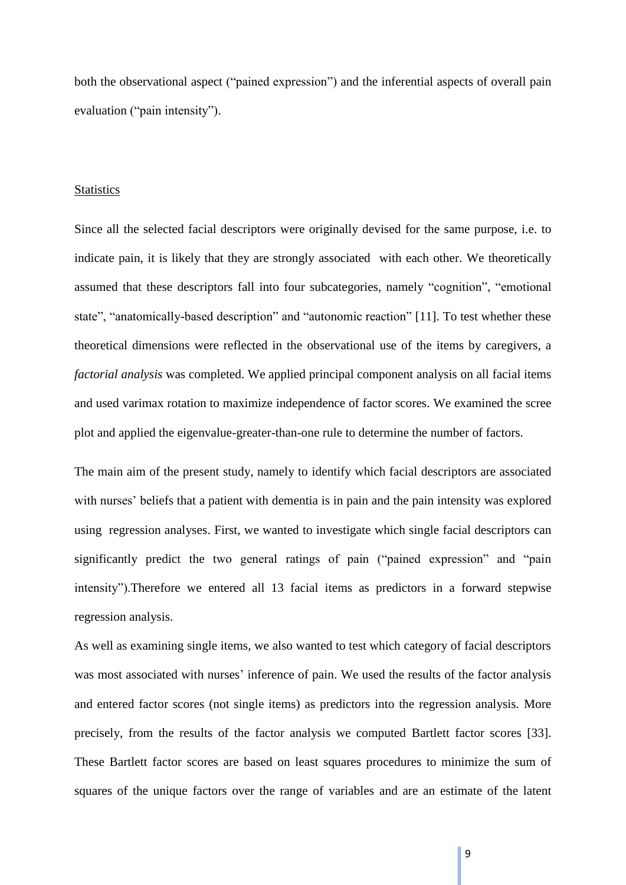both the observational aspect ("pained expression") and the inferential aspects of overall pain evaluation ("pain intensity").

Statistics

Since all the selected facial descriptors were originally devised for the same purpose, i.e. to indicate pain, it is likely that they are strongly associated with each other. We theoretically assumed that these descriptors fall into four subcategories, namely "cognition", "emotional state", "anatomically-based description" and "autonomic reaction" [11]. To test whether these theoretical dimensions were reflected in the observational use of the items by caregivers, a *factorial analysis* was completed. We applied principal component analysis on all facial items and used varimax rotation to maximize independence of factor scores. We examined the scree plot and applied the eigenvalue-greater-than-one rule to determine the number of factors.

The main aim of the present study, namely to identify which facial descriptors are associated with nurses' beliefs that a patient with dementia is in pain and the pain intensity was explored using regression analyses. First, we wanted to investigate which single facial descriptors can significantly predict the two general ratings of pain ("pained expression" and "pain intensity").Therefore we entered all 13 facial items as predictors in a forward stepwise regression analysis.

As well as examining single items, we also wanted to test which category of facial descriptors was most associated with nurses' inference of pain. We used the results of the factor analysis and entered factor scores (not single items) as predictors into the regression analysis. More precisely, from the results of the factor analysis we computed Bartlett factor scores [33]. These Bartlett factor scores are based on least squares procedures to minimize the sum of squares of the unique factors over the range of variables and are an estimate of the latent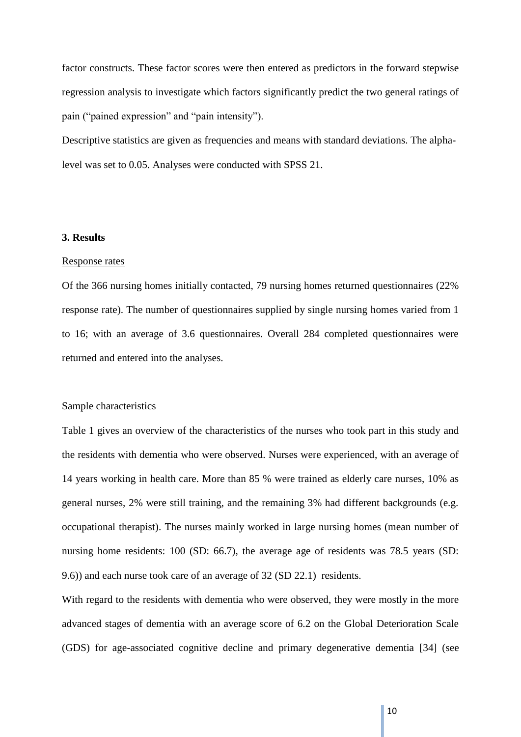factor constructs. These factor scores were then entered as predictors in the forward stepwise regression analysis to investigate which factors significantly predict the two general ratings of pain ("pained expression" and "pain intensity").

Descriptive statistics are given as frequencies and means with standard deviations. The alpha-level was set to 0.05. Analyses were conducted with SPSS 21.

### 3. Results

Response rates

Of the 366 nursing homes initially contacted, 79 nursing homes returned questionnaires (22% response rate). The number of questionnaires supplied by single nursing homes varied from 1 to 16; with an average of 3.6 questionnaires. Overall 284 completed questionnaires were returned and entered into the analyses.

Sample characteristics

Table 1 gives an overview of the characteristics of the nurses who took part in this study and the residents with dementia who were observed. Nurses were experienced, with an average of 14 years working in health care. More than 85 % were trained as elderly care nurses, 10% as general nurses, 2% were still training, and the remaining 3% had different backgrounds (e.g. occupational therapist). The nurses mainly worked in large nursing homes (mean number of nursing home residents: 100 (SD: 66.7), the average age of residents was 78.5 years (SD: 9.6)) and each nurse took care of an average of 32 (SD 22.1) residents.

With regard to the residents with dementia who were observed, they were mostly in the more advanced stages of dementia with an average score of 6.2 on the Global Deterioration Scale (GDS) for age-associated cognitive decline and primary degenerative dementia [34] (see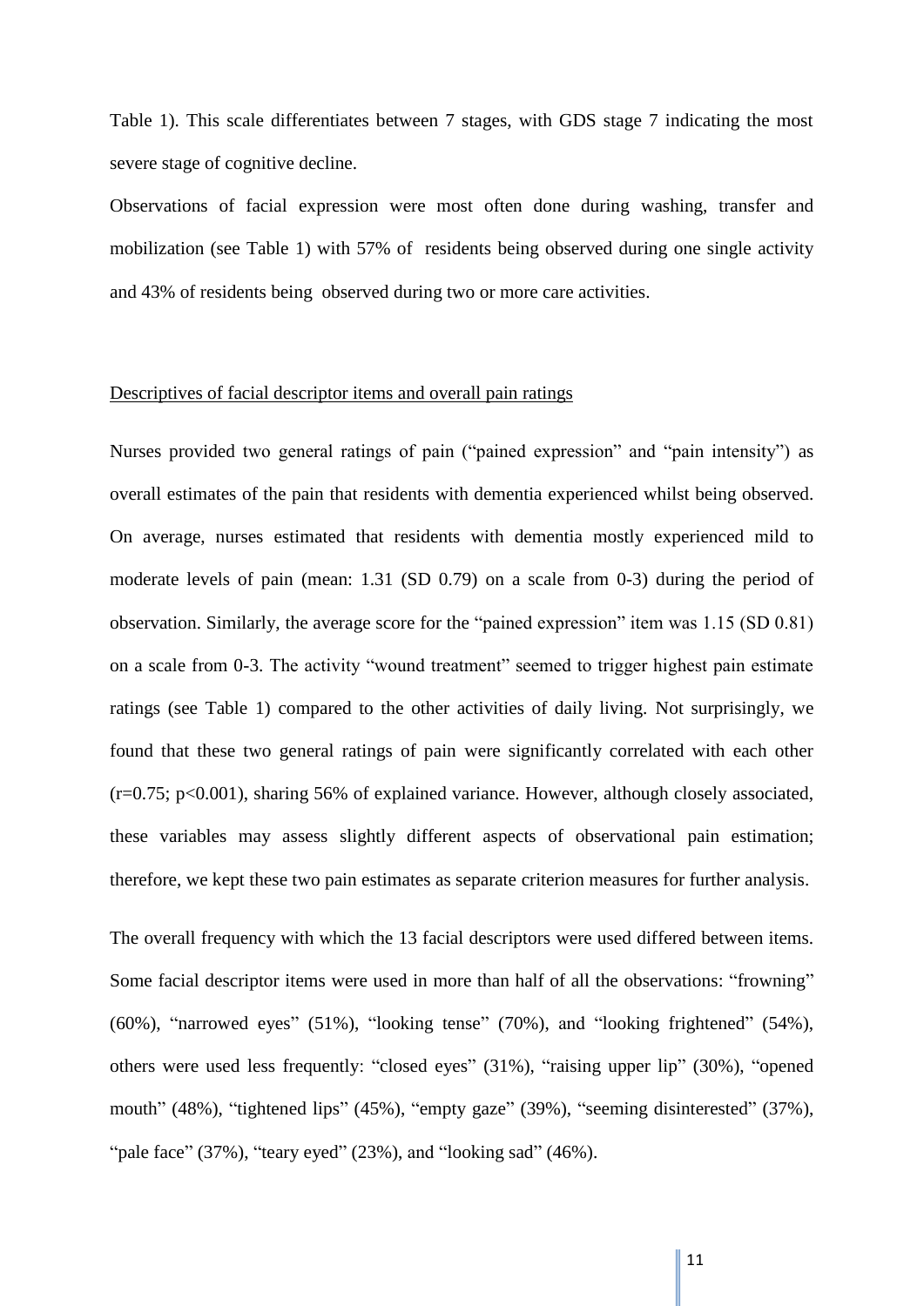Table 1). This scale differentiates between 7 stages, with GDS stage 7 indicating the most severe stage of cognitive decline.

Observations of facial expression were most often done during washing, transfer and mobilization (see Table 1) with 57% of residents being observed during one single activity and 43% of residents being observed during two or more care activities.

## Descriptives of facial descriptor items and overall pain ratings

Nurses provided two general ratings of pain ("pained expression" and "pain intensity") as overall estimates of the pain that residents with dementia experienced whilst being observed. On average, nurses estimated that residents with dementia mostly experienced mild to moderate levels of pain (mean: 1.31 (SD 0.79) on a scale from 0-3) during the period of observation. Similarly, the average score for the "pained expression" item was 1.15 (SD 0.81) on a scale from 0-3. The activity "wound treatment" seemed to trigger highest pain estimate ratings (see Table 1) compared to the other activities of daily living. Not surprisingly, we found that these two general ratings of pain were significantly correlated with each other ($r=0.75$; $p<0.001$), sharing 56% of explained variance. However, although closely associated, these variables may assess slightly different aspects of observational pain estimation; therefore, we kept these two pain estimates as separate criterion measures for further analysis.

The overall frequency with which the 13 facial descriptors were used differed between items. Some facial descriptor items were used in more than half of all the observations: "frowning" (60%), "narrowed eyes" (51%), "looking tense" (70%), and "looking frightened" (54%), others were used less frequently: "closed eyes" (31%), "raising upper lip" (30%), "opened mouth" (48%), "tightened lips" (45%), "empty gaze" (39%), "seeming disinterested" (37%), "pale face" (37%), "teary eyed" (23%), and "looking sad" (46%).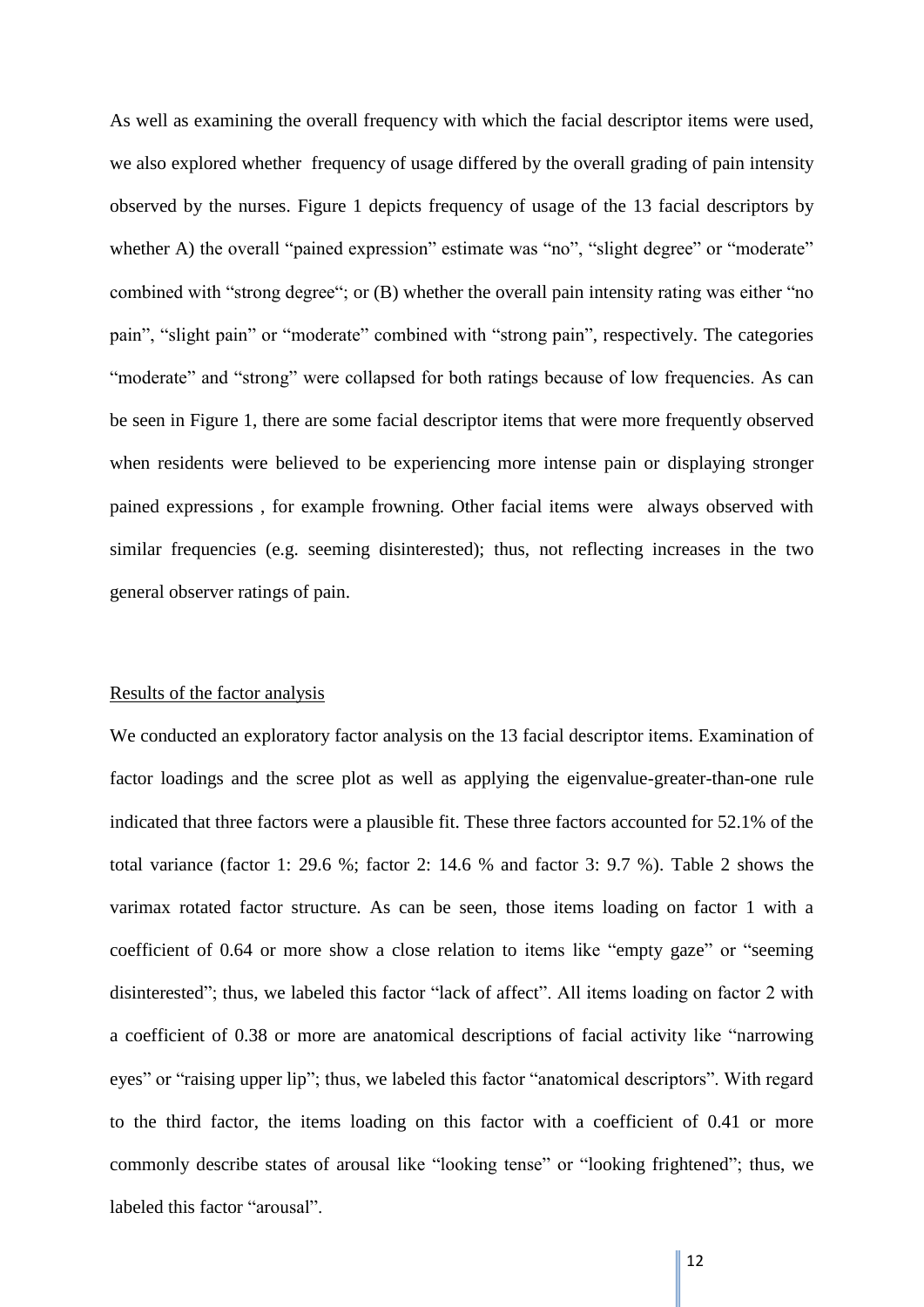As well as examining the overall frequency with which the facial descriptor items were used, we also explored whether frequency of usage differed by the overall grading of pain intensity observed by the nurses. Figure 1 depicts frequency of usage of the 13 facial descriptors by whether A) the overall "pained expression" estimate was "no", "slight degree" or "moderate" combined with "strong degree"; or (B) whether the overall pain intensity rating was either "no pain", "slight pain" or "moderate" combined with "strong pain", respectively. The categories "moderate" and "strong" were collapsed for both ratings because of low frequencies. As can be seen in Figure 1, there are some facial descriptor items that were more frequently observed when residents were believed to be experiencing more intense pain or displaying stronger pained expressions , for example frowning. Other facial items were always observed with similar frequencies (e.g. seeming disinterested); thus, not reflecting increases in the two general observer ratings of pain.

<u>Results of the factor analysis</u>

We conducted an exploratory factor analysis on the 13 facial descriptor items. Examination of factor loadings and the scree plot as well as applying the eigenvalue-greater-than-one rule indicated that three factors were a plausible fit. These three factors accounted for 52.1% of the total variance (factor 1: 29.6 %; factor 2: 14.6 % and factor 3: 9.7 %). Table 2 shows the varimax rotated factor structure. As can be seen, those items loading on factor 1 with a coefficient of 0.64 or more show a close relation to items like "empty gaze" or "seeming disinterested"; thus, we labeled this factor "lack of affect". All items loading on factor 2 with a coefficient of 0.38 or more are anatomical descriptions of facial activity like "narrowing eyes" or "raising upper lip"; thus, we labeled this factor "anatomical descriptors". With regard to the third factor, the items loading on this factor with a coefficient of 0.41 or more commonly describe states of arousal like "looking tense" or "looking frightened"; thus, we labeled this factor "arousal".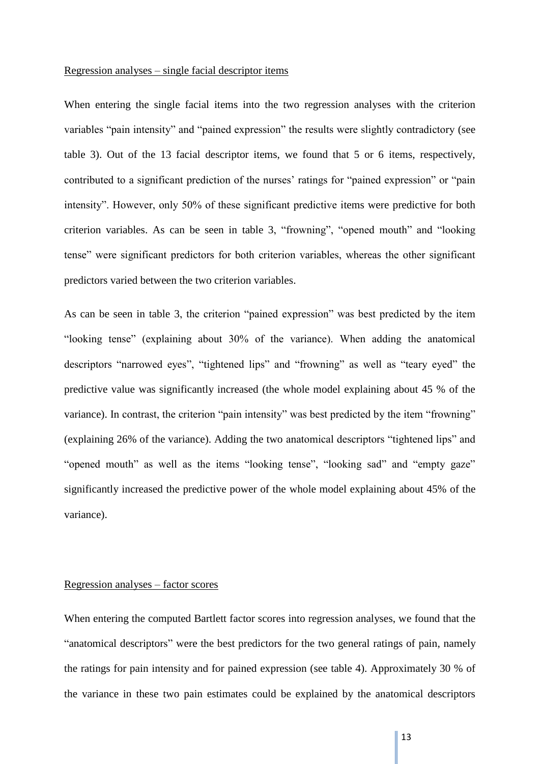Regression analyses – single facial descriptor items

When entering the single facial items into the two regression analyses with the criterion variables "pain intensity" and "pained expression" the results were slightly contradictory (see table 3). Out of the 13 facial descriptor items, we found that 5 or 6 items, respectively, contributed to a significant prediction of the nurses' ratings for "pained expression" or "pain intensity". However, only 50% of these significant predictive items were predictive for both criterion variables. As can be seen in table 3, "frowning", "opened mouth" and "looking tense" were significant predictors for both criterion variables, whereas the other significant predictors varied between the two criterion variables.

As can be seen in table 3, the criterion "pained expression" was best predicted by the item "looking tense" (explaining about 30% of the variance). When adding the anatomical descriptors "narrowed eyes", "tightened lips" and "frowning" as well as "teary eyed" the predictive value was significantly increased (the whole model explaining about 45 % of the variance). In contrast, the criterion "pain intensity" was best predicted by the item "frowning" (explaining 26% of the variance). Adding the two anatomical descriptors "tightened lips" and "opened mouth" as well as the items "looking tense", "looking sad" and "empty gaze" significantly increased the predictive power of the whole model explaining about 45% of the variance).

Regression analyses – factor scores

When entering the computed Bartlett factor scores into regression analyses, we found that the "anatomical descriptors" were the best predictors for the two general ratings of pain, namely the ratings for pain intensity and for pained expression (see table 4). Approximately 30 % of the variance in these two pain estimates could be explained by the anatomical descriptors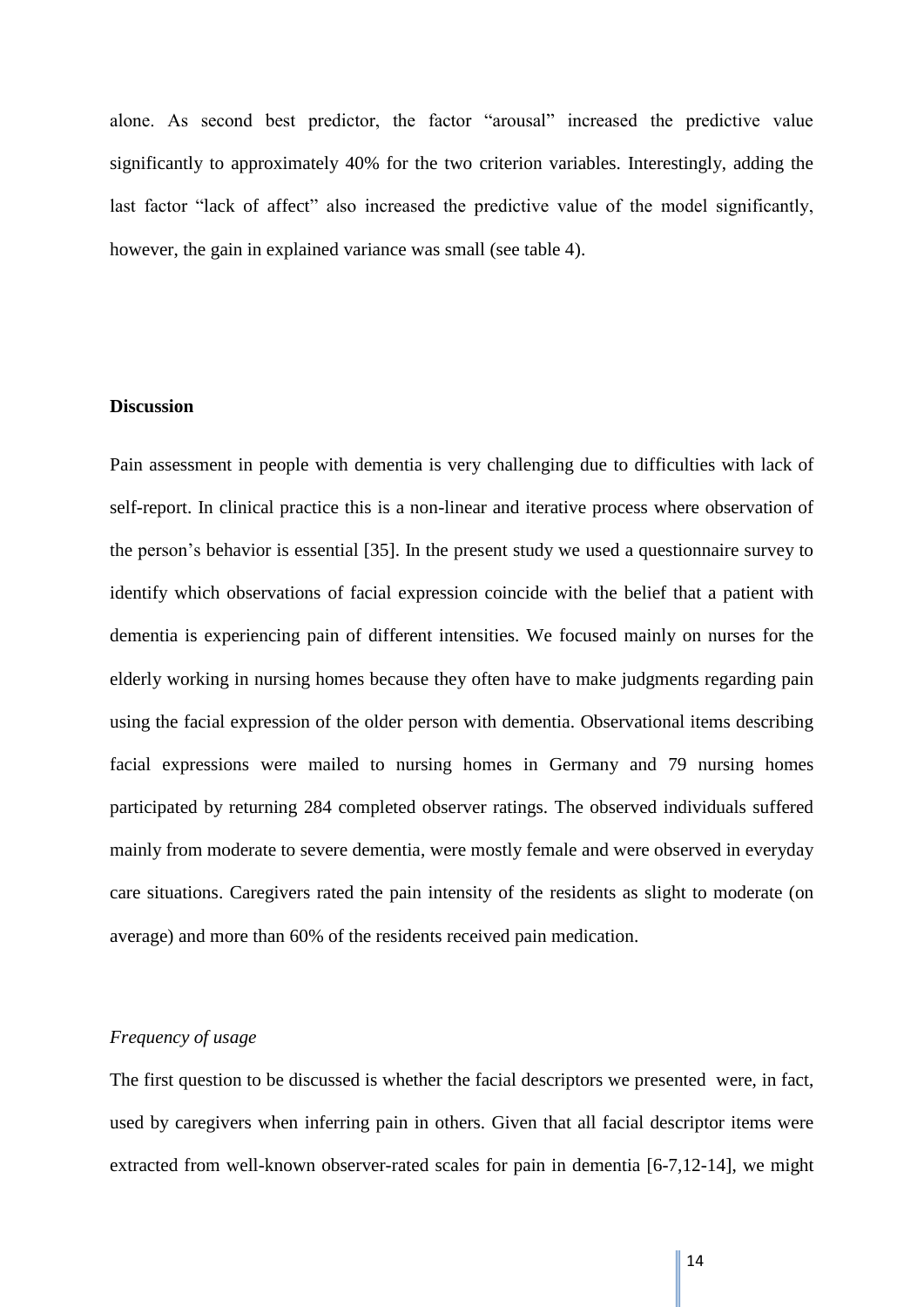alone. As second best predictor, the factor "arousal" increased the predictive value significantly to approximately 40% for the two criterion variables. Interestingly, adding the last factor "lack of affect" also increased the predictive value of the model significantly, however, the gain in explained variance was small (see table 4).

## Discussion

Pain assessment in people with dementia is very challenging due to difficulties with lack of self-report. In clinical practice this is a non-linear and iterative process where observation of the person's behavior is essential [35]. In the present study we used a questionnaire survey to identify which observations of facial expression coincide with the belief that a patient with dementia is experiencing pain of different intensities. We focused mainly on nurses for the elderly working in nursing homes because they often have to make judgments regarding pain using the facial expression of the older person with dementia. Observational items describing facial expressions were mailed to nursing homes in Germany and 79 nursing homes participated by returning 284 completed observer ratings. The observed individuals suffered mainly from moderate to severe dementia, were mostly female and were observed in everyday care situations. Caregivers rated the pain intensity of the residents as slight to moderate (on average) and more than 60% of the residents received pain medication.

### *Frequency of usage*

The first question to be discussed is whether the facial descriptors we presented were, in fact, used by caregivers when inferring pain in others. Given that all facial descriptor items were extracted from well-known observer-rated scales for pain in dementia [6-7,12-14], we might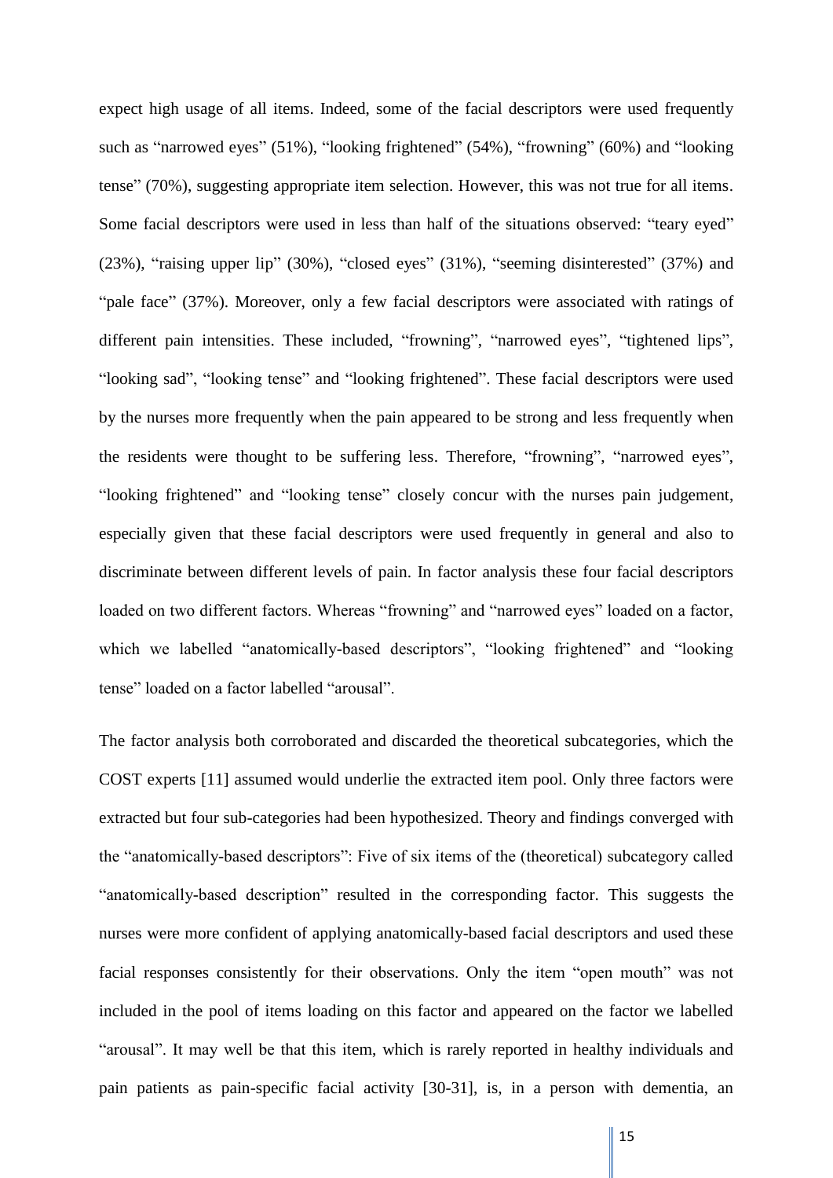expect high usage of all items. Indeed, some of the facial descriptors were used frequently such as “narrowed eyes” (51%), “looking frightened” (54%), “frowning” (60%) and “looking tense” (70%), suggesting appropriate item selection. However, this was not true for all items. Some facial descriptors were used in less than half of the situations observed: “teary eyed” (23%), “raising upper lip” (30%), “closed eyes” (31%), “seeming disinterested” (37%) and “pale face” (37%). Moreover, only a few facial descriptors were associated with ratings of different pain intensities. These included, “frowning”, “narrowed eyes”, “tightened lips”, “looking sad”, “looking tense” and “looking frightened”. These facial descriptors were used by the nurses more frequently when the pain appeared to be strong and less frequently when the residents were thought to be suffering less. Therefore, “frowning”, “narrowed eyes”, “looking frightened” and “looking tense” closely concur with the nurses pain judgement, especially given that these facial descriptors were used frequently in general and also to discriminate between different levels of pain. In factor analysis these four facial descriptors loaded on two different factors. Whereas “frowning” and “narrowed eyes” loaded on a factor, which we labelled “anatomically-based descriptors”, “looking frightened” and “looking tense” loaded on a factor labelled “arousal”.

The factor analysis both corroborated and discarded the theoretical subcategories, which the COST experts [11] assumed would underlie the extracted item pool. Only three factors were extracted but four sub-categories had been hypothesized. Theory and findings converged with the “anatomically-based descriptors”: Five of six items of the (theoretical) subcategory called “anatomically-based description” resulted in the corresponding factor. This suggests the nurses were more confident of applying anatomically-based facial descriptors and used these facial responses consistently for their observations. Only the item “open mouth” was not included in the pool of items loading on this factor and appeared on the factor we labelled “arousal”. It may well be that this item, which is rarely reported in healthy individuals and pain patients as pain-specific facial activity [30-31], is, in a person with dementia, an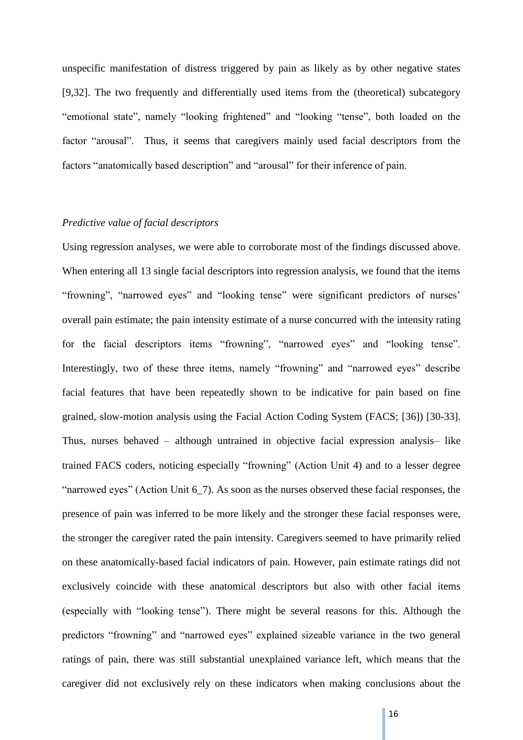unspecific manifestation of distress triggered by pain as likely as by other negative states [9,32]. The two frequently and differentially used items from the (theoretical) subcategory "emotional state", namely "looking frightened" and "looking "tense", both loaded on the factor "arousal". Thus, it seems that caregivers mainly used facial descriptors from the factors "anatomically based description" and "arousal" for their inference of pain.

*Predictive value of facial descriptors*

Using regression analyses, we were able to corroborate most of the findings discussed above. When entering all 13 single facial descriptors into regression analysis, we found that the items "frowning", "narrowed eyes" and "looking tense" were significant predictors of nurses' overall pain estimate; the pain intensity estimate of a nurse concurred with the intensity rating for the facial descriptors items "frowning", "narrowed eyes" and "looking tense". Interestingly, two of these three items, namely "frowning" and "narrowed eyes" describe facial features that have been repeatedly shown to be indicative for pain based on fine grained, slow-motion analysis using the Facial Action Coding System (FACS; [36]) [30-33]. Thus, nurses behaved – although untrained in objective facial expression analysis– like trained FACS coders, noticing especially "frowning" (Action Unit 4) and to a lesser degree "narrowed eyes" (Action Unit 6_7). As soon as the nurses observed these facial responses, the presence of pain was inferred to be more likely and the stronger these facial responses were, the stronger the caregiver rated the pain intensity. Caregivers seemed to have primarily relied on these anatomically-based facial indicators of pain. However, pain estimate ratings did not exclusively coincide with these anatomical descriptors but also with other facial items (especially with "looking tense"). There might be several reasons for this. Although the predictors "frowning" and "narrowed eyes" explained sizeable variance in the two general ratings of pain, there was still substantial unexplained variance left, which means that the caregiver did not exclusively rely on these indicators when making conclusions about the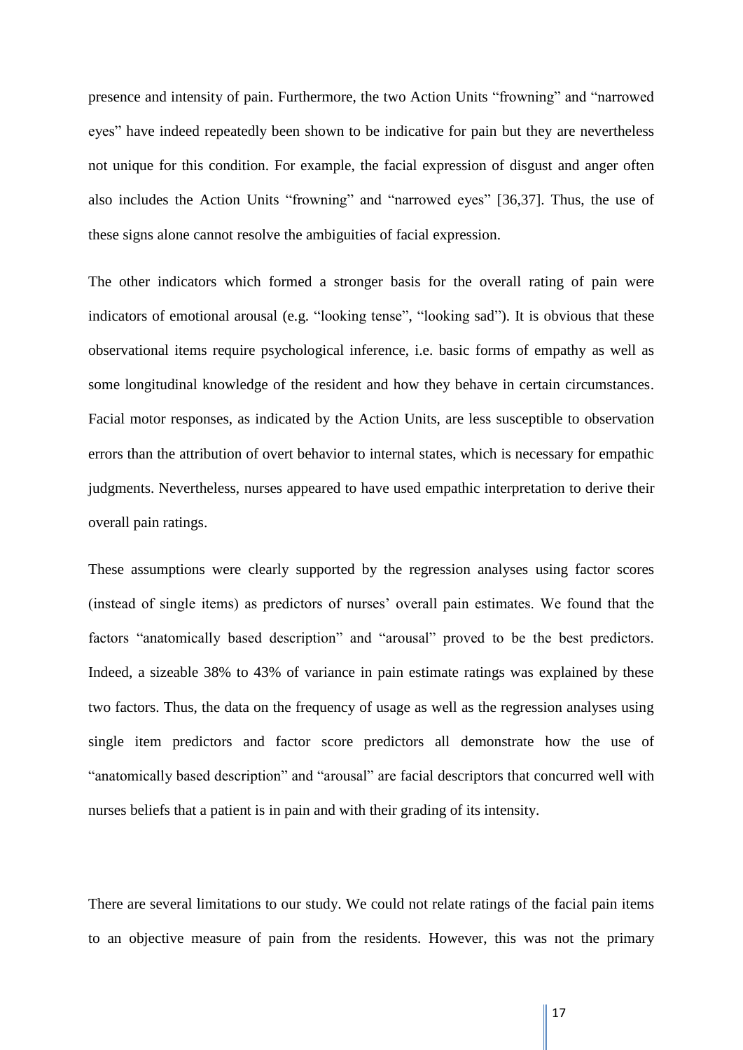presence and intensity of pain. Furthermore, the two Action Units "frowning" and "narrowed eyes" have indeed repeatedly been shown to be indicative for pain but they are nevertheless not unique for this condition. For example, the facial expression of disgust and anger often also includes the Action Units "frowning" and "narrowed eyes" [36,37]. Thus, the use of these signs alone cannot resolve the ambiguities of facial expression.

The other indicators which formed a stronger basis for the overall rating of pain were indicators of emotional arousal (e.g. "looking tense", "looking sad"). It is obvious that these observational items require psychological inference, i.e. basic forms of empathy as well as some longitudinal knowledge of the resident and how they behave in certain circumstances. Facial motor responses, as indicated by the Action Units, are less susceptible to observation errors than the attribution of overt behavior to internal states, which is necessary for empathic judgments. Nevertheless, nurses appeared to have used empathic interpretation to derive their overall pain ratings.

These assumptions were clearly supported by the regression analyses using factor scores (instead of single items) as predictors of nurses' overall pain estimates. We found that the factors "anatomically based description" and "arousal" proved to be the best predictors. Indeed, a sizeable 38% to 43% of variance in pain estimate ratings was explained by these two factors. Thus, the data on the frequency of usage as well as the regression analyses using single item predictors and factor score predictors all demonstrate how the use of "anatomically based description" and "arousal" are facial descriptors that concurred well with nurses beliefs that a patient is in pain and with their grading of its intensity.

There are several limitations to our study. We could not relate ratings of the facial pain items to an objective measure of pain from the residents. However, this was not the primary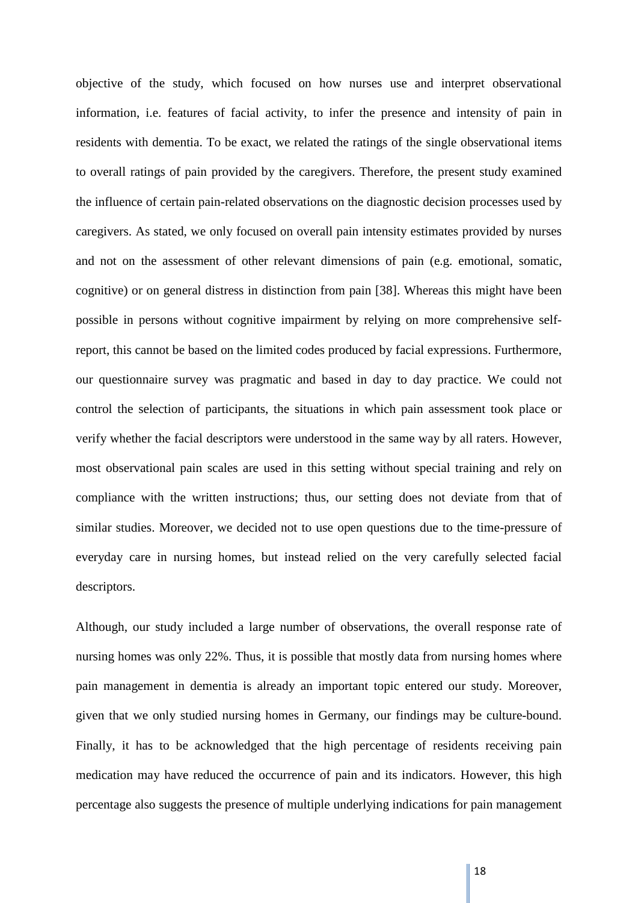objective of the study, which focused on how nurses use and interpret observational information, i.e. features of facial activity, to infer the presence and intensity of pain in residents with dementia. To be exact, we related the ratings of the single observational items to overall ratings of pain provided by the caregivers. Therefore, the present study examined the influence of certain pain-related observations on the diagnostic decision processes used by caregivers. As stated, we only focused on overall pain intensity estimates provided by nurses and not on the assessment of other relevant dimensions of pain (e.g. emotional, somatic, cognitive) or on general distress in distinction from pain [38]. Whereas this might have been possible in persons without cognitive impairment by relying on more comprehensive self-report, this cannot be based on the limited codes produced by facial expressions. Furthermore, our questionnaire survey was pragmatic and based in day to day practice. We could not control the selection of participants, the situations in which pain assessment took place or verify whether the facial descriptors were understood in the same way by all raters. However, most observational pain scales are used in this setting without special training and rely on compliance with the written instructions; thus, our setting does not deviate from that of similar studies. Moreover, we decided not to use open questions due to the time-pressure of everyday care in nursing homes, but instead relied on the very carefully selected facial descriptors.

Although, our study included a large number of observations, the overall response rate of nursing homes was only 22%. Thus, it is possible that mostly data from nursing homes where pain management in dementia is already an important topic entered our study. Moreover, given that we only studied nursing homes in Germany, our findings may be culture-bound. Finally, it has to be acknowledged that the high percentage of residents receiving pain medication may have reduced the occurrence of pain and its indicators. However, this high percentage also suggests the presence of multiple underlying indications for pain management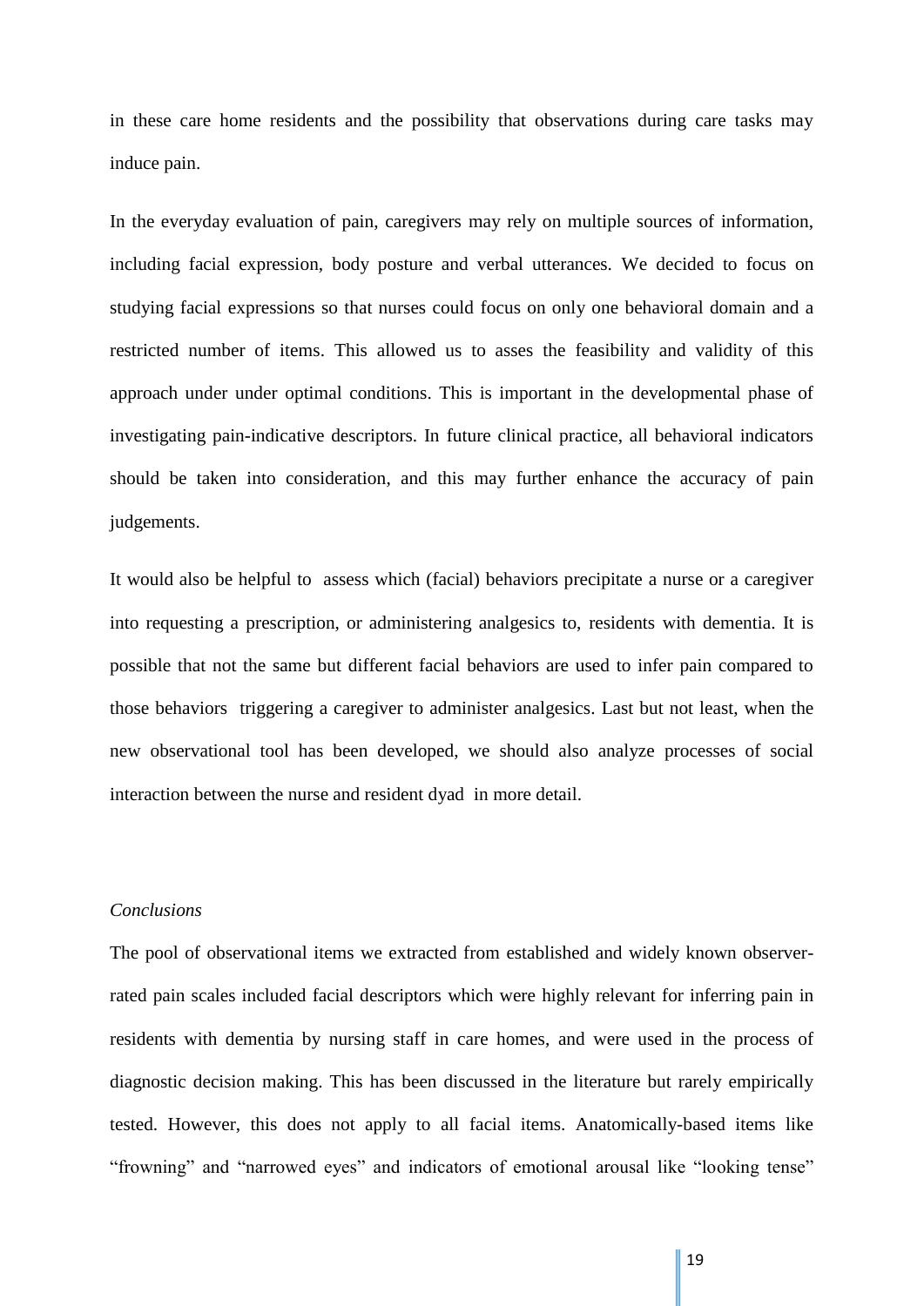in these care home residents and the possibility that observations during care tasks may induce pain.

In the everyday evaluation of pain, caregivers may rely on multiple sources of information, including facial expression, body posture and verbal utterances. We decided to focus on studying facial expressions so that nurses could focus on only one behavioral domain and a restricted number of items. This allowed us to asses the feasibility and validity of this approach under under optimal conditions. This is important in the developmental phase of investigating pain-indicative descriptors. In future clinical practice, all behavioral indicators should be taken into consideration, and this may further enhance the accuracy of pain judgements.

It would also be helpful to assess which (facial) behaviors precipitate a nurse or a caregiver into requesting a prescription, or administering analgesics to, residents with dementia. It is possible that not the same but different facial behaviors are used to infer pain compared to those behaviors triggering a caregiver to administer analgesics. Last but not least, when the new observational tool has been developed, we should also analyze processes of social interaction between the nurse and resident dyad in more detail.

*Conclusions*

The pool of observational items we extracted from established and widely known observer-rated pain scales included facial descriptors which were highly relevant for inferring pain in residents with dementia by nursing staff in care homes, and were used in the process of diagnostic decision making. This has been discussed in the literature but rarely empirically tested. However, this does not apply to all facial items. Anatomically-based items like "frowning" and "narrowed eyes" and indicators of emotional arousal like "looking tense"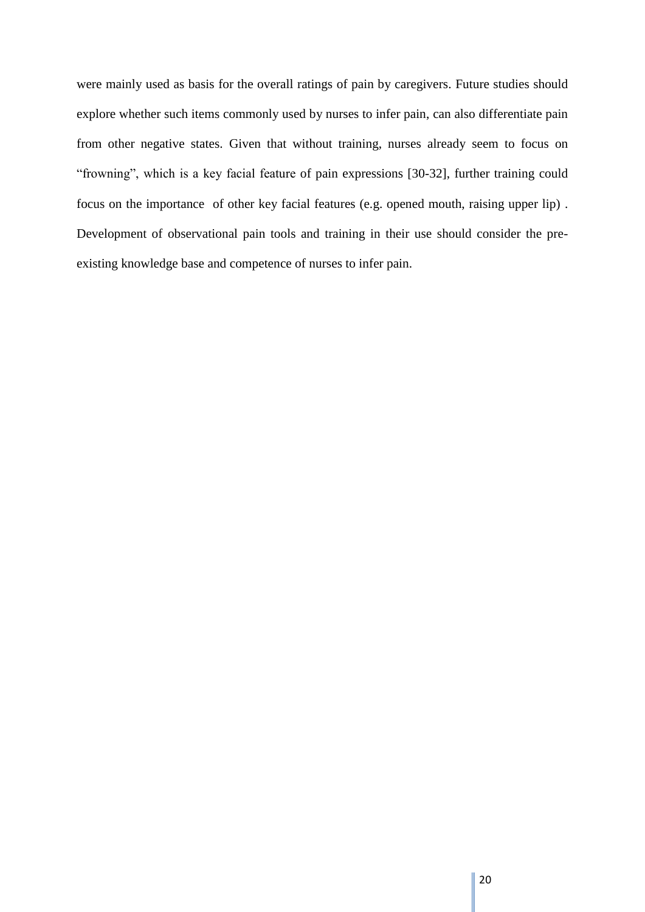were mainly used as basis for the overall ratings of pain by caregivers. Future studies should explore whether such items commonly used by nurses to infer pain, can also differentiate pain from other negative states. Given that without training, nurses already seem to focus on "frowning", which is a key facial feature of pain expressions [30-32], further training could focus on the importance of other key facial features (e.g. opened mouth, raising upper lip) . Development of observational pain tools and training in their use should consider the pre-existing knowledge base and competence of nurses to infer pain.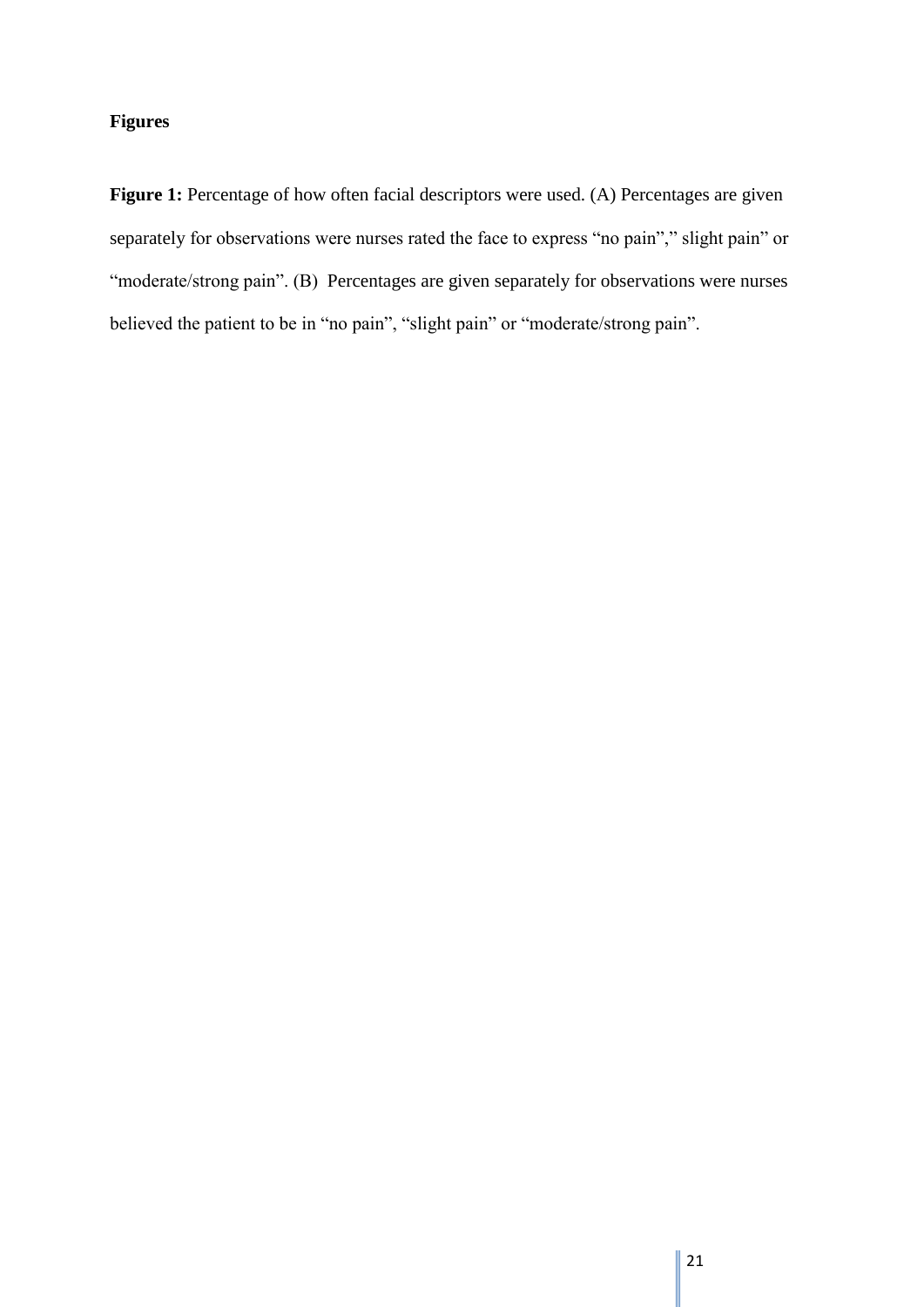**Figures**

**Figure 1:** Percentage of how often facial descriptors were used. (A) Percentages are given separately for observations were nurses rated the face to express “no pain”,” slight pain” or “moderate/strong pain”. (B) Percentages are given separately for observations were nurses believed the patient to be in “no pain”, “slight pain” or “moderate/strong pain”.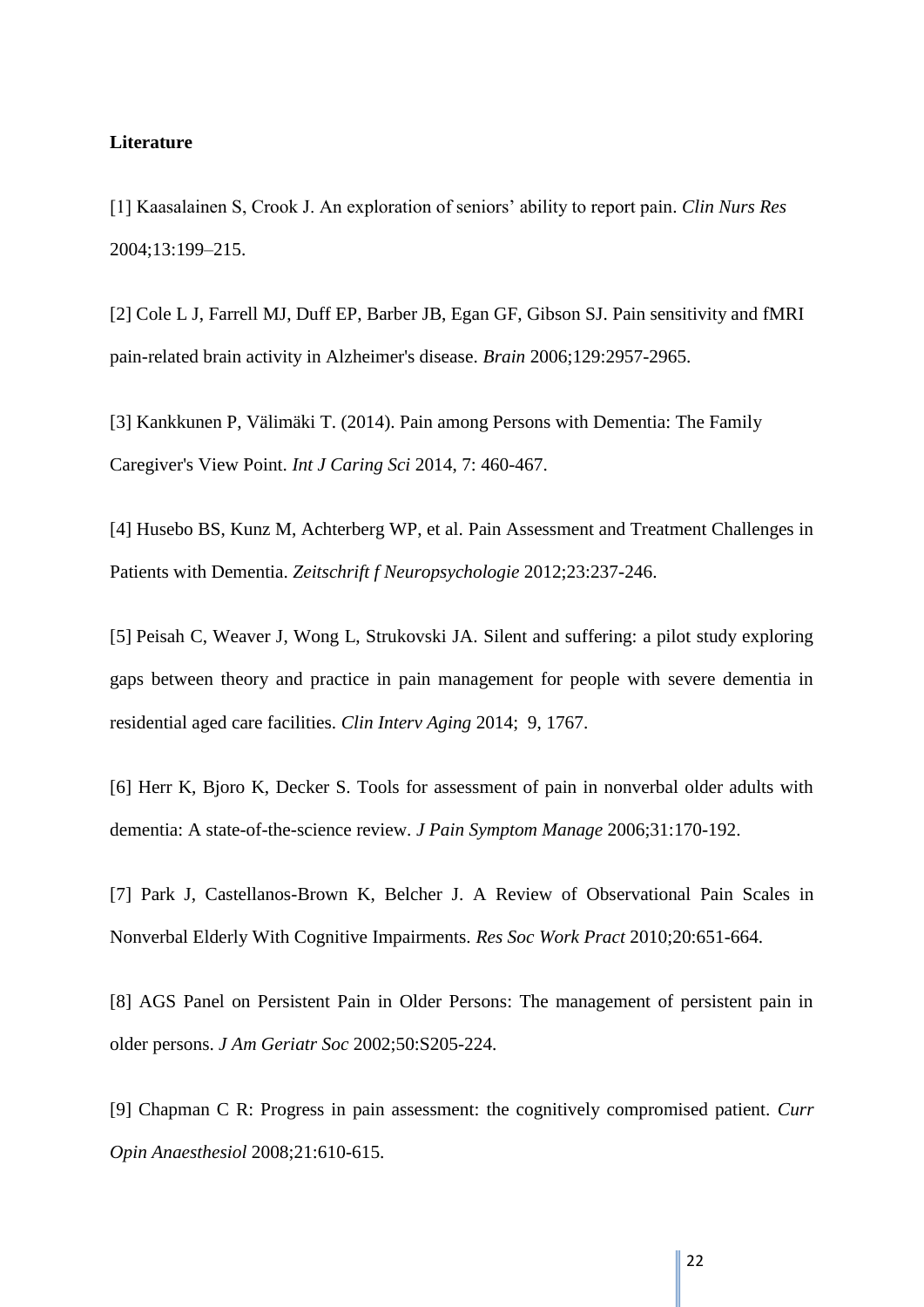**Literature**

[1] Kaasalainen S, Crook J. An exploration of seniors' ability to report pain. *Clin Nurs Res* 2004;13:199–215.

[2] Cole L J, Farrell MJ, Duff EP, Barber JB, Egan GF, Gibson SJ. Pain sensitivity and fMRI pain-related brain activity in Alzheimer's disease. *Brain* 2006;129:2957-2965.

[3] Kankkunen P, Välimäki T. (2014). Pain among Persons with Dementia: The Family Caregiver's View Point. *Int J Caring Sci* 2014, 7: 460-467.

[4] Husebo BS, Kunz M, Achterberg WP, et al. Pain Assessment and Treatment Challenges in Patients with Dementia. *Zeitschrift f Neuropsychologie* 2012;23:237-246.

[5] Peisah C, Weaver J, Wong L, Strukovski JA. Silent and suffering: a pilot study exploring gaps between theory and practice in pain management for people with severe dementia in residential aged care facilities. *Clin Interv Aging* 2014; 9, 1767.

[6] Herr K, Bjoro K, Decker S. Tools for assessment of pain in nonverbal older adults with dementia: A state-of-the-science review. *J Pain Symptom Manage* 2006;31:170-192.

[7] Park J, Castellanos-Brown K, Belcher J. A Review of Observational Pain Scales in Nonverbal Elderly With Cognitive Impairments. *Res Soc Work Pract* 2010;20:651-664.

[8] AGS Panel on Persistent Pain in Older Persons: The management of persistent pain in older persons. *J Am Geriatr Soc* 2002;50:S205-224.

[9] Chapman C R: Progress in pain assessment: the cognitively compromised patient. *Curr Opin Anaesthesiol* 2008;21:610-615.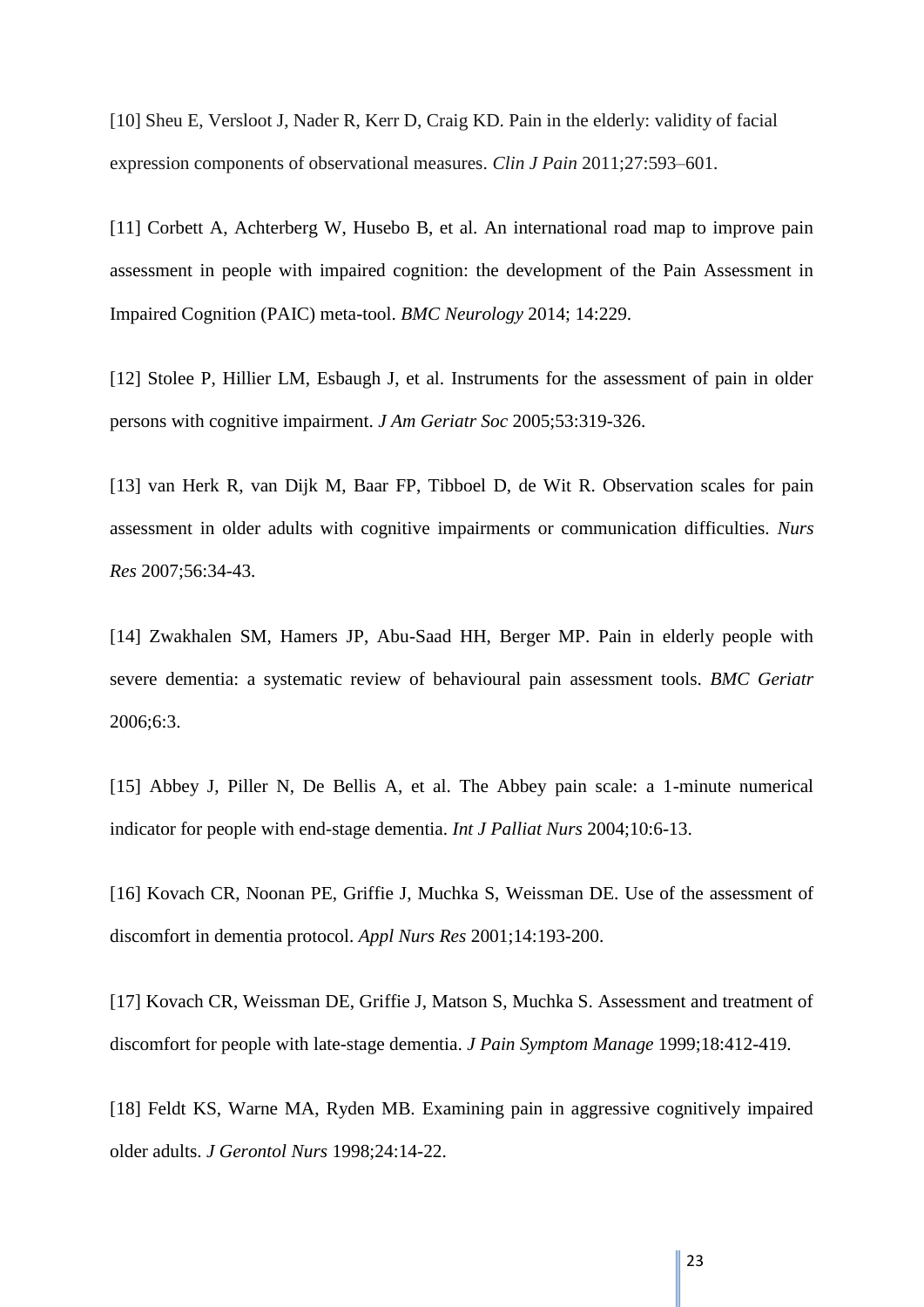[10] Sheu E, Versloot J, Nader R, Kerr D, Craig KD. Pain in the elderly: validity of facial expression components of observational measures. *Clin J Pain* 2011;27:593–601.

[11] Corbett A, Achterberg W, Husebo B, et al. An international road map to improve pain assessment in people with impaired cognition: the development of the Pain Assessment in Impaired Cognition (PAIC) meta-tool. *BMC Neurology* 2014; 14:229.

[12] Stolee P, Hillier LM, Esbaugh J, et al. Instruments for the assessment of pain in older persons with cognitive impairment. *J Am Geriatr Soc* 2005;53:319-326.

[13] van Herk R, van Dijk M, Baar FP, Tibboel D, de Wit R. Observation scales for pain assessment in older adults with cognitive impairments or communication difficulties. *Nurs Res* 2007;56:34-43.

[14] Zwakhalen SM, Hamers JP, Abu-Saad HH, Berger MP. Pain in elderly people with severe dementia: a systematic review of behavioural pain assessment tools. *BMC Geriatr* 2006;6:3.

[15] Abbey J, Piller N, De Bellis A, et al. The Abbey pain scale: a 1-minute numerical indicator for people with end-stage dementia. *Int J Palliat Nurs* 2004;10:6-13.

[16] Kovach CR, Noonan PE, Griffie J, Muchka S, Weissman DE. Use of the assessment of discomfort in dementia protocol. *Appl Nurs Res* 2001;14:193-200.

[17] Kovach CR, Weissman DE, Griffie J, Matson S, Muchka S. Assessment and treatment of discomfort for people with late-stage dementia. *J Pain Symptom Manage* 1999;18:412-419.

[18] Feldt KS, Warne MA, Ryden MB. Examining pain in aggressive cognitively impaired older adults. *J Gerontol Nurs* 1998;24:14-22.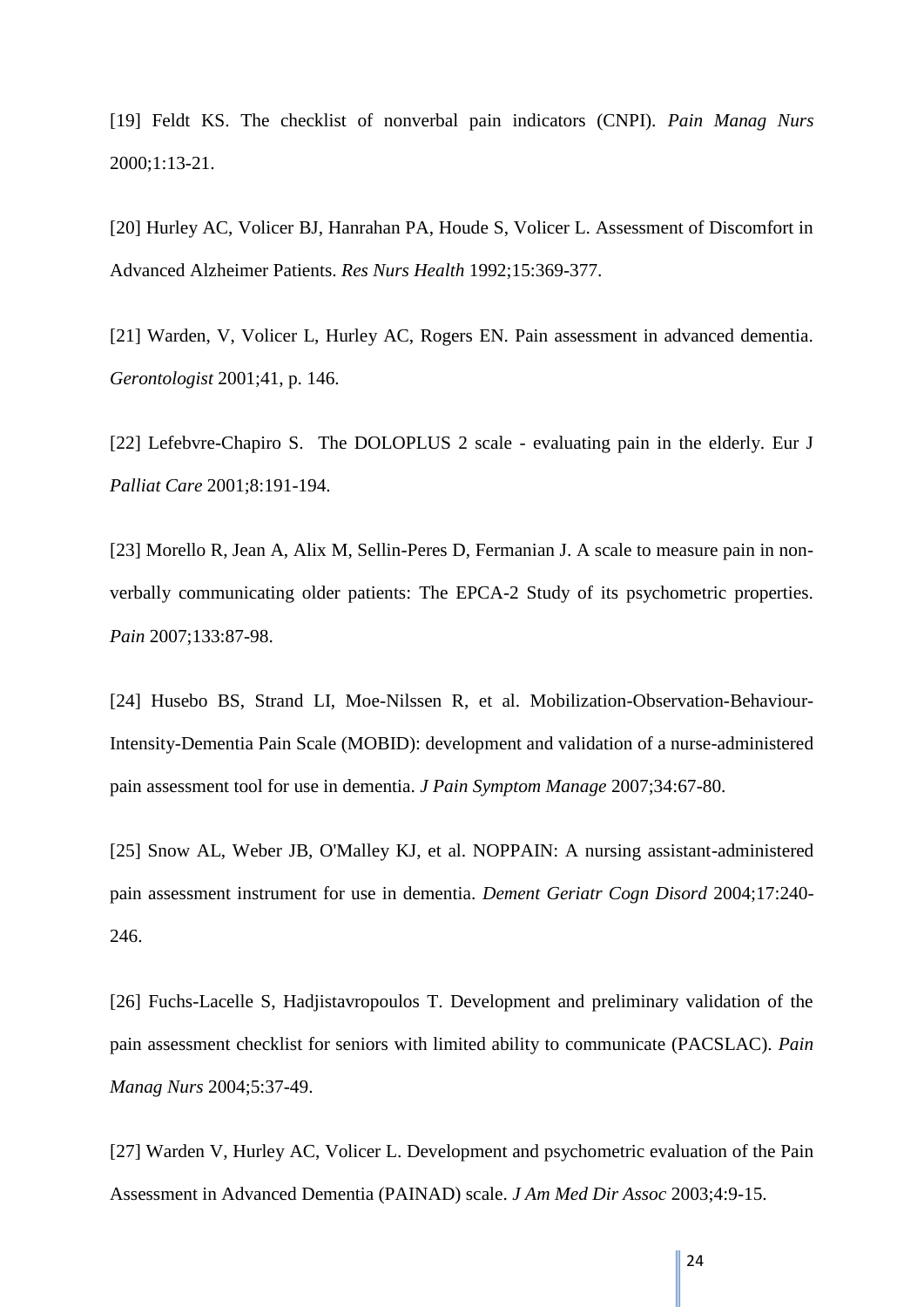[19] Feldt KS. The checklist of nonverbal pain indicators (CNPI). *Pain Manag Nurs* 2000;1:13-21.

[20] Hurley AC, Volicer BJ, Hanrahan PA, Houde S, Volicer L. Assessment of Discomfort in Advanced Alzheimer Patients. *Res Nurs Health* 1992;15:369-377.

[21] Warden, V, Volicer L, Hurley AC, Rogers EN. Pain assessment in advanced dementia. *Gerontologist* 2001;41, p. 146.

[22] Lefebvre-Chapiro S. The DOLOPLUS 2 scale - evaluating pain in the elderly. Eur J *Palliat Care* 2001;8:191-194.

[23] Morello R, Jean A, Alix M, Sellin-Peres D, Fermanian J. A scale to measure pain in non-verbally communicating older patients: The EPCA-2 Study of its psychometric properties. *Pain* 2007;133:87-98.

[24] Husebo BS, Strand LI, Moe-Nilssen R, et al. Mobilization-Observation-Behaviour-Intensity-Dementia Pain Scale (MOBID): development and validation of a nurse-administered pain assessment tool for use in dementia. *J Pain Symptom Manage* 2007;34:67-80.

[25] Snow AL, Weber JB, O'Malley KJ, et al. NOPPAIN: A nursing assistant-administered pain assessment instrument for use in dementia. *Dement Geriatr Cogn Disord* 2004;17:240-246.

[26] Fuchs-Lacelle S, Hadjistavropoulos T. Development and preliminary validation of the pain assessment checklist for seniors with limited ability to communicate (PACSLAC). *Pain Manag Nurs* 2004;5:37-49.

[27] Warden V, Hurley AC, Volicer L. Development and psychometric evaluation of the Pain Assessment in Advanced Dementia (PAINAD) scale. *J Am Med Dir Assoc* 2003;4:9-15.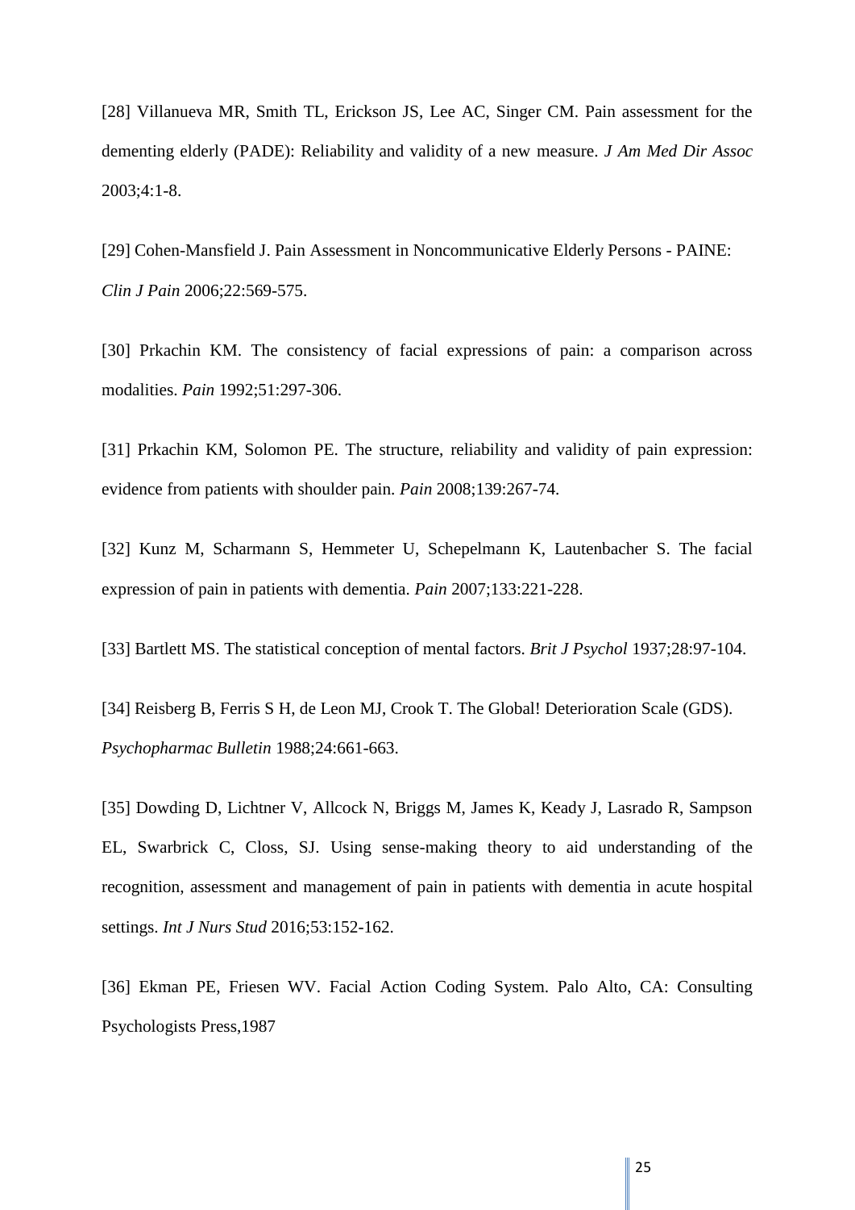[28] Villanueva MR, Smith TL, Erickson JS, Lee AC, Singer CM. Pain assessment for the dementing elderly (PADE): Reliability and validity of a new measure. *J Am Med Dir Assoc* 2003;4:1-8.

[29] Cohen-Mansfield J. Pain Assessment in Noncommunicative Elderly Persons - PAINE: *Clin J Pain* 2006;22:569-575.

[30] Prkachin KM. The consistency of facial expressions of pain: a comparison across modalities. *Pain* 1992;51:297-306.

[31] Prkachin KM, Solomon PE. The structure, reliability and validity of pain expression: evidence from patients with shoulder pain. *Pain* 2008;139:267-74.

[32] Kunz M, Scharmann S, Hemmeter U, Schepelmann K, Lautenbacher S. The facial expression of pain in patients with dementia. *Pain* 2007;133:221-228.

[33] Bartlett MS. The statistical conception of mental factors. *Brit J Psychol* 1937;28:97-104.

[34] Reisberg B, Ferris S H, de Leon MJ, Crook T. The Global! Deterioration Scale (GDS). *Psychopharmac Bulletin* 1988;24:661-663.

[35] Dowding D, Lichtner V, Allcock N, Briggs M, James K, Keady J, Lasrado R, Sampson EL, Swarbrick C, Closs, SJ. Using sense-making theory to aid understanding of the recognition, assessment and management of pain in patients with dementia in acute hospital settings. *Int J Nurs Stud* 2016;53:152-162.

[36] Ekman PE, Friesen WV. Facial Action Coding System. Palo Alto, CA: Consulting Psychologists Press,1987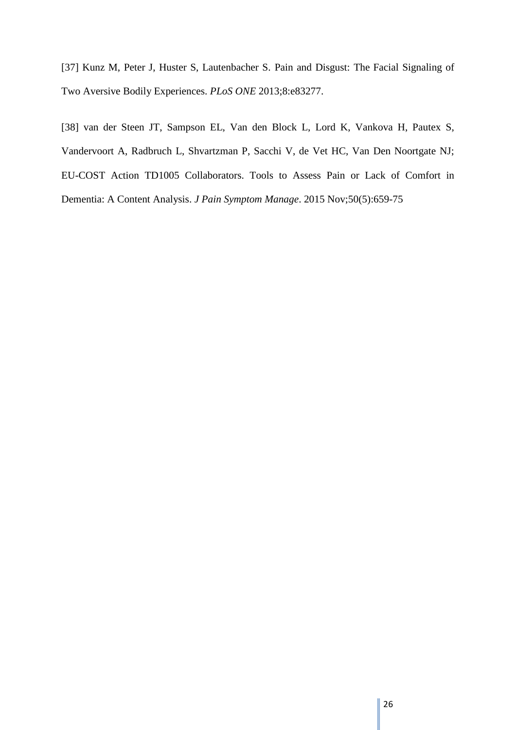[37] Kunz M, Peter J, Huster S, Lautenbacher S. Pain and Disgust: The Facial Signaling of Two Aversive Bodily Experiences. *PLoS ONE* 2013;8:e83277.

[38] van der Steen JT, Sampson EL, Van den Block L, Lord K, Vankova H, Pautex S, Vandervoort A, Radbruch L, Shvartzman P, Sacchi V, de Vet HC, Van Den Noortgate NJ; EU-COST Action TD1005 Collaborators. Tools to Assess Pain or Lack of Comfort in Dementia: A Content Analysis. *J Pain Symptom Manage*. 2015 Nov;50(5):659-75